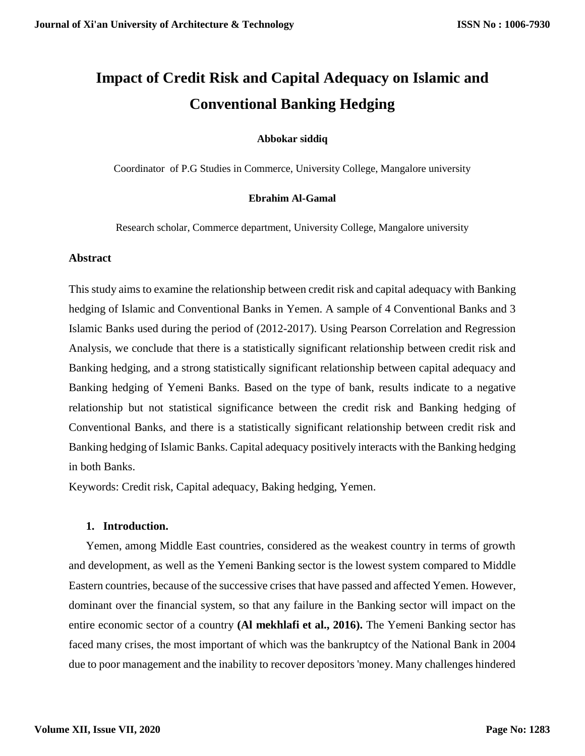# Impact of Credit Risk and Capital Adequacy on Islamic and Conventional Banking Hedging

**Abbokar siddiq**

Coordinator of P.G Studies in Commerce, University College, Mangalore university

**Ebrahim Al-Gamal**

Research scholar, Commerce department, University College, Mangalore university

## Abstract

This study aims to examine the relationship between credit risk and capital adequacy with Banking hedging of Islamic and Conventional Banks in Yemen. A sample of 4 Conventional Banks and 3 Islamic Banks used during the period of (2012-2017). Using Pearson Correlation and Regression Analysis, we conclude that there is a statistically significant relationship between credit risk and Banking hedging, and a strong statistically significant relationship between capital adequacy and Banking hedging of Yemeni Banks. Based on the type of bank, results indicate to a negative relationship but not statistical significance between the credit risk and Banking hedging of Conventional Banks, and there is a statistically significant relationship between credit risk and Banking hedging of Islamic Banks. Capital adequacy positively interacts with the Banking hedging in both Banks.

Keywords: Credit risk, Capital adequacy, Baking hedging, Yemen.

## 1. Introduction.

Yemen, among Middle East countries, considered as the weakest country in terms of growth and development, as well as the Yemeni Banking sector is the lowest system compared to Middle Eastern countries, because of the successive crises that have passed and affected Yemen. However, dominant over the financial system, so that any failure in the Banking sector will impact on the entire economic sector of a country **(Al mekhlafi et al., 2016).** The Yemeni Banking sector has faced many crises, the most important of which was the bankruptcy of the National Bank in 2004 due to poor management and the inability to recover depositors 'money. Many challenges hindered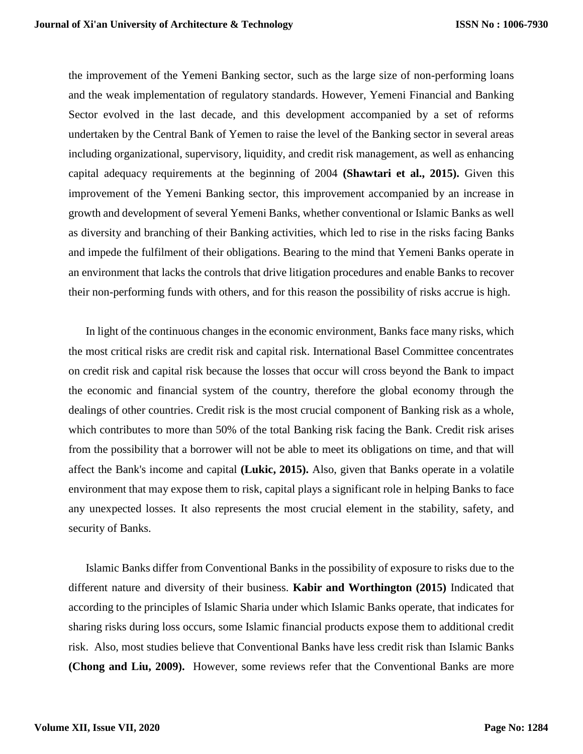the improvement of the Yemeni Banking sector, such as the large size of non-performing loans and the weak implementation of regulatory standards. However, Yemeni Financial and Banking Sector evolved in the last decade, and this development accompanied by a set of reforms undertaken by the Central Bank of Yemen to raise the level of the Banking sector in several areas including organizational, supervisory, liquidity, and credit risk management, as well as enhancing capital adequacy requirements at the beginning of 2004 **(Shawtari et al., 2015).** Given this improvement of the Yemeni Banking sector, this improvement accompanied by an increase in growth and development of several Yemeni Banks, whether conventional or Islamic Banks as well as diversity and branching of their Banking activities, which led to rise in the risks facing Banks and impede the fulfilment of their obligations. Bearing to the mind that Yemeni Banks operate in an environment that lacks the controls that drive litigation procedures and enable Banks to recover their non-performing funds with others, and for this reason the possibility of risks accrue is high.

In light of the continuous changes in the economic environment, Banks face many risks, which the most critical risks are credit risk and capital risk. International Basel Committee concentrates on credit risk and capital risk because the losses that occur will cross beyond the Bank to impact the economic and financial system of the country, therefore the global economy through the dealings of other countries. Credit risk is the most crucial component of Banking risk as a whole, which contributes to more than 50% of the total Banking risk facing the Bank. Credit risk arises from the possibility that a borrower will not be able to meet its obligations on time, and that will affect the Bank's income and capital **(Lukic, 2015).** Also, given that Banks operate in a volatile environment that may expose them to risk, capital plays a significant role in helping Banks to face any unexpected losses. It also represents the most crucial element in the stability, safety, and security of Banks.

Islamic Banks differ from Conventional Banks in the possibility of exposure to risks due to the different nature and diversity of their business. **Kabir and Worthington (2015)** Indicated that according to the principles of Islamic Sharia under which Islamic Banks operate, that indicates for sharing risks during loss occurs, some Islamic financial products expose them to additional credit risk. Also, most studies believe that Conventional Banks have less credit risk than Islamic Banks **(Chong and Liu, 2009).** However, some reviews refer that the Conventional Banks are more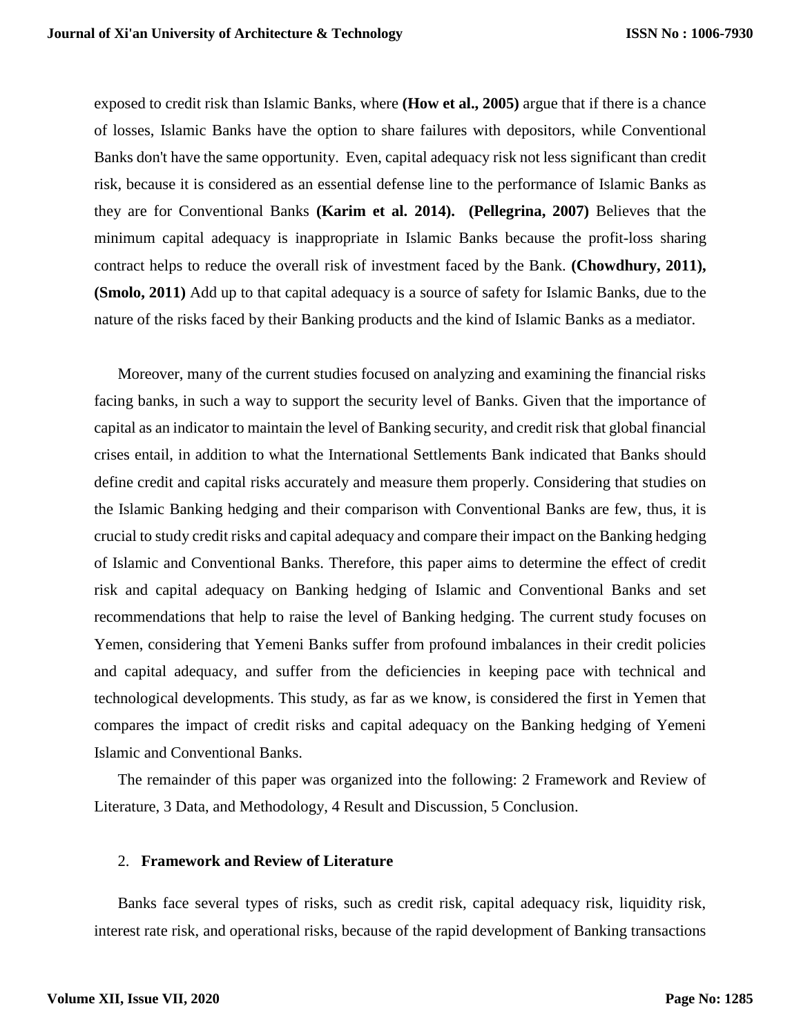exposed to credit risk than Islamic Banks, where **(How et al., 2005)** argue that if there is a chance of losses, Islamic Banks have the option to share failures with depositors, while Conventional Banks don't have the same opportunity. Even, capital adequacy risk not less significant than credit risk, because it is considered as an essential defense line to the performance of Islamic Banks as they are for Conventional Banks **(Karim et al. 2014). (Pellegrina, 2007)** Believes that the minimum capital adequacy is inappropriate in Islamic Banks because the profit-loss sharing contract helps to reduce the overall risk of investment faced by the Bank. **(Chowdhury, 2011), (Smolo, 2011)** Add up to that capital adequacy is a source of safety for Islamic Banks, due to the nature of the risks faced by their Banking products and the kind of Islamic Banks as a mediator.

Moreover, many of the current studies focused on analyzing and examining the financial risks facing banks, in such a way to support the security level of Banks. Given that the importance of capital as an indicator to maintain the level of Banking security, and credit risk that global financial crises entail, in addition to what the International Settlements Bank indicated that Banks should define credit and capital risks accurately and measure them properly. Considering that studies on the Islamic Banking hedging and their comparison with Conventional Banks are few, thus, it is crucial to study credit risks and capital adequacy and compare their impact on the Banking hedging of Islamic and Conventional Banks. Therefore, this paper aims to determine the effect of credit risk and capital adequacy on Banking hedging of Islamic and Conventional Banks and set recommendations that help to raise the level of Banking hedging. The current study focuses on Yemen, considering that Yemeni Banks suffer from profound imbalances in their credit policies and capital adequacy, and suffer from the deficiencies in keeping pace with technical and technological developments. This study, as far as we know, is considered the first in Yemen that compares the impact of credit risks and capital adequacy on the Banking hedging of Yemeni Islamic and Conventional Banks.

The remainder of this paper was organized into the following: 2 Framework and Review of Literature, 3 Data, and Methodology, 4 Result and Discussion, 5 Conclusion.

## 2. Framework and Review of Literature

Banks face several types of risks, such as credit risk, capital adequacy risk, liquidity risk, interest rate risk, and operational risks, because of the rapid development of Banking transactions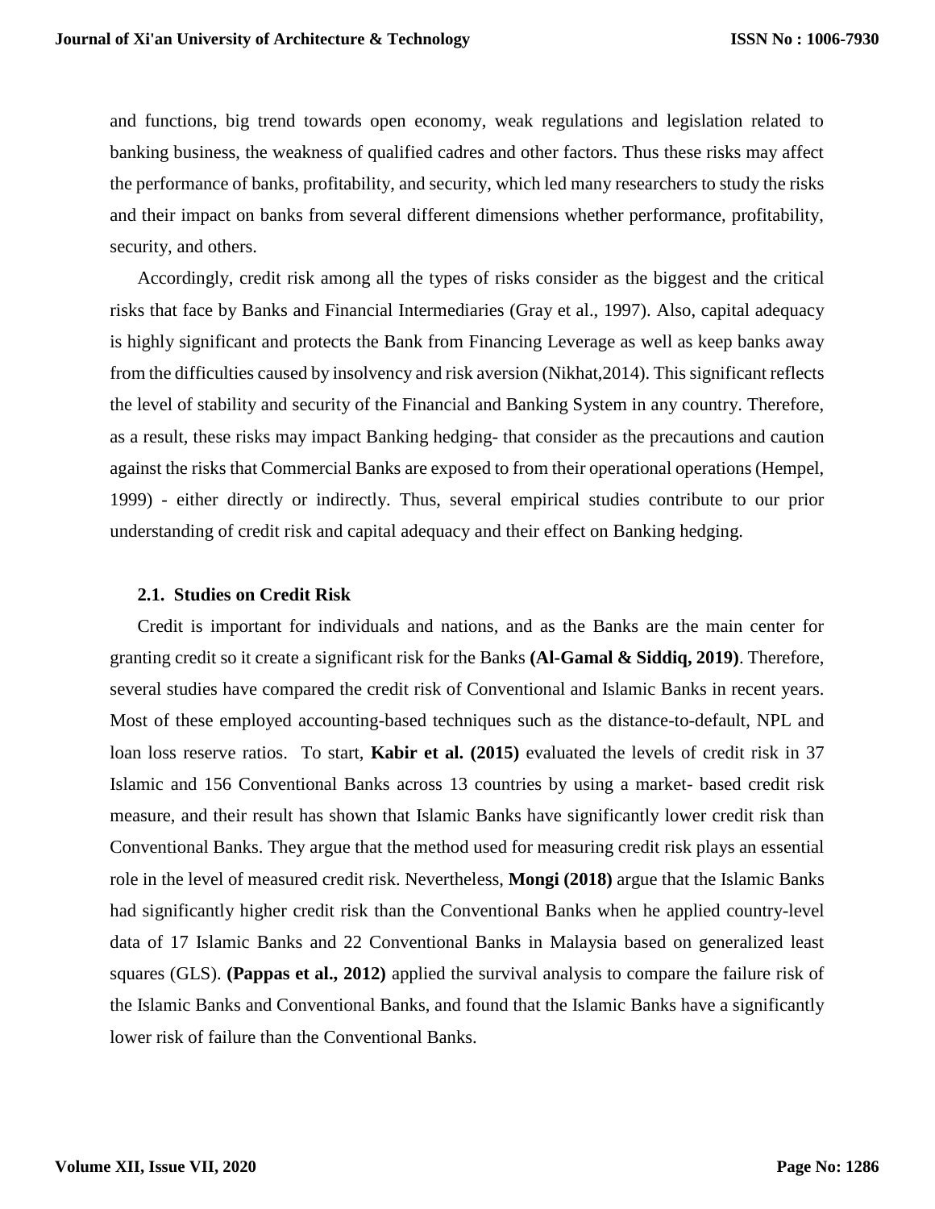and functions, big trend towards open economy, weak regulations and legislation related to banking business, the weakness of qualified cadres and other factors. Thus these risks may affect the performance of banks, profitability, and security, which led many researchers to study the risks and their impact on banks from several different dimensions whether performance, profitability, security, and others.

Accordingly, credit risk among all the types of risks consider as the biggest and the critical risks that face by Banks and Financial Intermediaries (Gray et al., 1997). Also, capital adequacy is highly significant and protects the Bank from Financing Leverage as well as keep banks away from the difficulties caused by insolvency and risk aversion (Nikhat,2014). This significant reflects the level of stability and security of the Financial and Banking System in any country. Therefore, as a result, these risks may impact Banking hedging- that consider as the precautions and caution against the risks that Commercial Banks are exposed to from their operational operations (Hempel, 1999) - either directly or indirectly. Thus, several empirical studies contribute to our prior understanding of credit risk and capital adequacy and their effect on Banking hedging.

### 2.1. Studies on Credit Risk

Credit is important for individuals and nations, and as the Banks are the main center for granting credit so it create a significant risk for the Banks **(Al-Gamal & Siddiq, 2019)**. Therefore, several studies have compared the credit risk of Conventional and Islamic Banks in recent years. Most of these employed accounting-based techniques such as the distance-to-default, NPL and loan loss reserve ratios. To start, **Kabir et al. (2015)** evaluated the levels of credit risk in 37 Islamic and 156 Conventional Banks across 13 countries by using a market- based credit risk measure, and their result has shown that Islamic Banks have significantly lower credit risk than Conventional Banks. They argue that the method used for measuring credit risk plays an essential role in the level of measured credit risk. Nevertheless, **Mongi (2018)** argue that the Islamic Banks had significantly higher credit risk than the Conventional Banks when he applied country-level data of 17 Islamic Banks and 22 Conventional Banks in Malaysia based on generalized least squares (GLS). **(Pappas et al., 2012)** applied the survival analysis to compare the failure risk of the Islamic Banks and Conventional Banks, and found that the Islamic Banks have a significantly lower risk of failure than the Conventional Banks.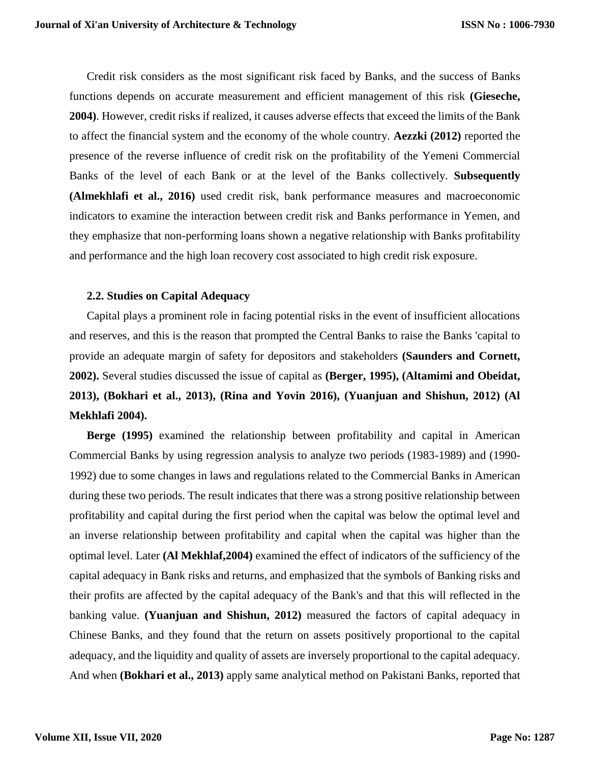Credit risk considers as the most significant risk faced by Banks, and the success of Banks functions depends on accurate measurement and efficient management of this risk **(Gieseche, 2004)**. However, credit risks if realized, it causes adverse effects that exceed the limits of the Bank to affect the financial system and the economy of the whole country. **Aezzki (2012)** reported the presence of the reverse influence of credit risk on the profitability of the Yemeni Commercial Banks of the level of each Bank or at the level of the Banks collectively. **Subsequently (Almekhlafi et al., 2016)** used credit risk, bank performance measures and macroeconomic indicators to examine the interaction between credit risk and Banks performance in Yemen, and they emphasize that non-performing loans shown a negative relationship with Banks profitability and performance and the high loan recovery cost associated to high credit risk exposure.

### 2.2. Studies on Capital Adequacy

Capital plays a prominent role in facing potential risks in the event of insufficient allocations and reserves, and this is the reason that prompted the Central Banks to raise the Banks 'capital to provide an adequate margin of safety for depositors and stakeholders **(Saunders and Cornett, 2002).** Several studies discussed the issue of capital as **(Berger, 1995), (Altamimi and Obeidat, 2013), (Bokhari et al., 2013), (Rina and Yovin 2016), (Yuanjuan and Shishun, 2012) (Al Mekhlafi 2004).**

**Berge (1995)** examined the relationship between profitability and capital in American Commercial Banks by using regression analysis to analyze two periods (1983-1989) and (1990-1992) due to some changes in laws and regulations related to the Commercial Banks in American during these two periods. The result indicates that there was a strong positive relationship between profitability and capital during the first period when the capital was below the optimal level and an inverse relationship between profitability and capital when the capital was higher than the optimal level. Later **(Al Mekhlaf,2004)** examined the effect of indicators of the sufficiency of the capital adequacy in Bank risks and returns, and emphasized that the symbols of Banking risks and their profits are affected by the capital adequacy of the Bank's and that this will reflected in the banking value. **(Yuanjuan and Shishun, 2012)** measured the factors of capital adequacy in Chinese Banks, and they found that the return on assets positively proportional to the capital adequacy, and the liquidity and quality of assets are inversely proportional to the capital adequacy. And when **(Bokhari et al., 2013)** apply same analytical method on Pakistani Banks, reported that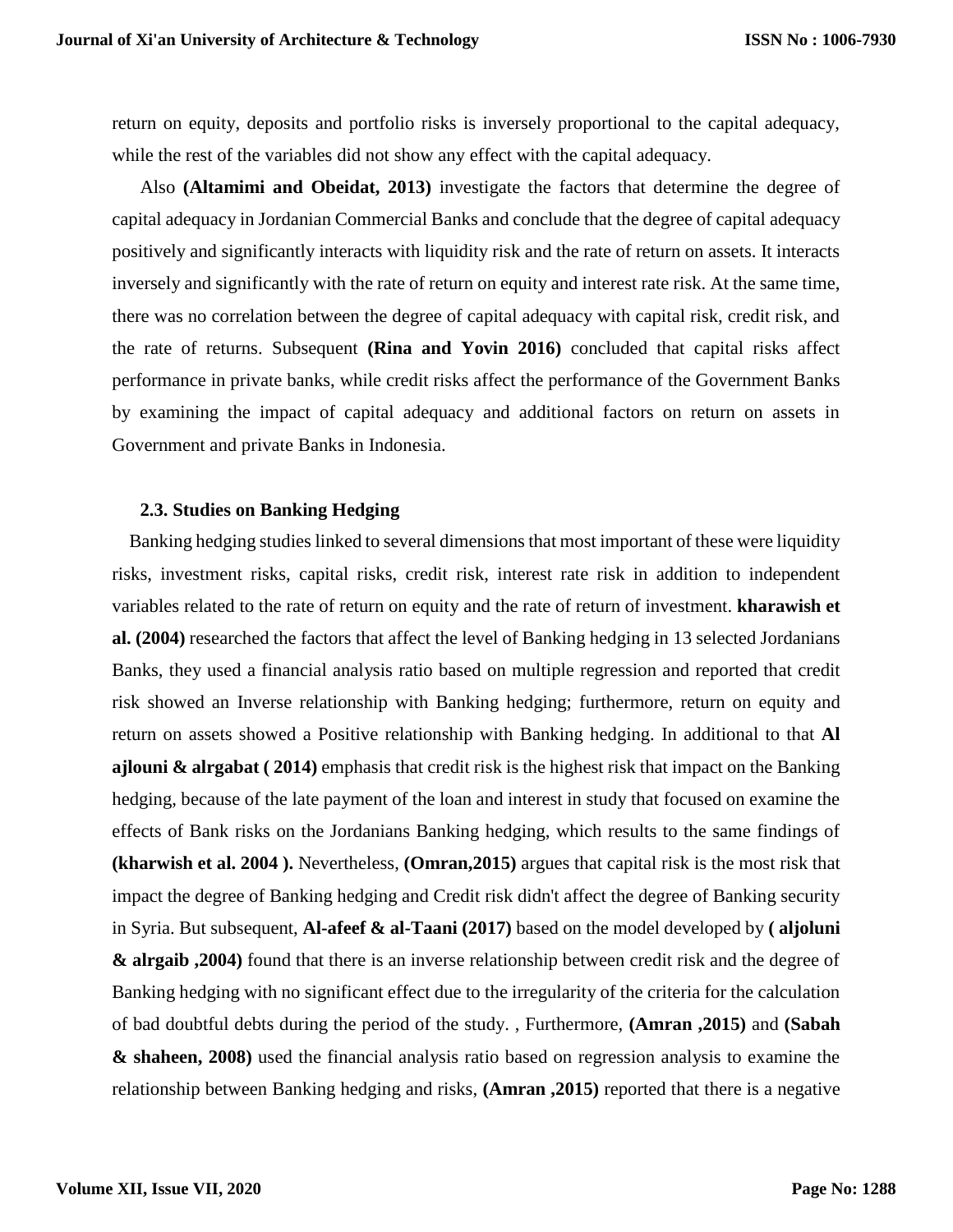return on equity, deposits and portfolio risks is inversely proportional to the capital adequacy, while the rest of the variables did not show any effect with the capital adequacy.

Also **(Altamimi and Obeidat, 2013)** investigate the factors that determine the degree of capital adequacy in Jordanian Commercial Banks and conclude that the degree of capital adequacy positively and significantly interacts with liquidity risk and the rate of return on assets. It interacts inversely and significantly with the rate of return on equity and interest rate risk. At the same time, there was no correlation between the degree of capital adequacy with capital risk, credit risk, and the rate of returns. Subsequent **(Rina and Yovin 2016)** concluded that capital risks affect performance in private banks, while credit risks affect the performance of the Government Banks by examining the impact of capital adequacy and additional factors on return on assets in Government and private Banks in Indonesia.

### 2.3. Studies on Banking Hedging

Banking hedging studies linked to several dimensions that most important of these were liquidity risks, investment risks, capital risks, credit risk, interest rate risk in addition to independent variables related to the rate of return on equity and the rate of return of investment. **kharawish et al. (2004)** researched the factors that affect the level of Banking hedging in 13 selected Jordanians Banks, they used a financial analysis ratio based on multiple regression and reported that credit risk showed an Inverse relationship with Banking hedging; furthermore, return on equity and return on assets showed a Positive relationship with Banking hedging. In additional to that **Al ajlouni & alrgabat ( 2014)** emphasis that credit risk is the highest risk that impact on the Banking hedging, because of the late payment of the loan and interest in study that focused on examine the effects of Bank risks on the Jordanians Banking hedging, which results to the same findings of **(kharwish et al. 2004 ).** Nevertheless, **(Omran,2015)** argues that capital risk is the most risk that impact the degree of Banking hedging and Credit risk didn't affect the degree of Banking security in Syria. But subsequent, **Al-afeef & al-Taani (2017)** based on the model developed by **( aljoluni & alrgaib ,2004)** found that there is an inverse relationship between credit risk and the degree of Banking hedging with no significant effect due to the irregularity of the criteria for the calculation of bad doubtful debts during the period of the study. , Furthermore, **(Amran ,2015)** and **(Sabah & shaheen, 2008)** used the financial analysis ratio based on regression analysis to examine the relationship between Banking hedging and risks, **(Amran ,2015)** reported that there is a negative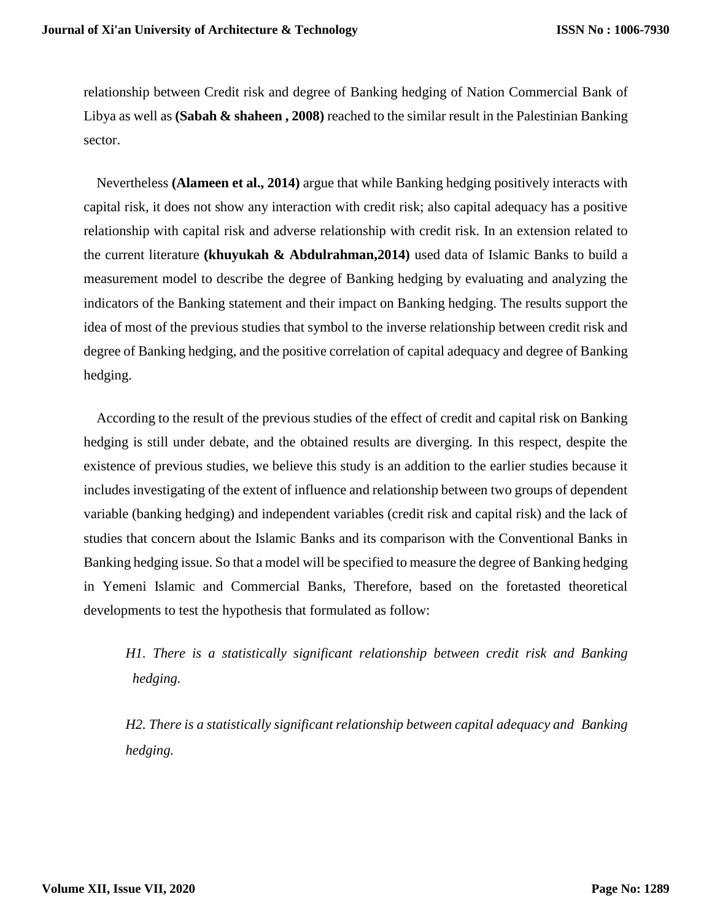relationship between Credit risk and degree of Banking hedging of Nation Commercial Bank of Libya as well as **(Sabah & shaheen , 2008)** reached to the similar result in the Palestinian Banking sector.

Nevertheless **(Alameen et al., 2014)** argue that while Banking hedging positively interacts with capital risk, it does not show any interaction with credit risk; also capital adequacy has a positive relationship with capital risk and adverse relationship with credit risk. In an extension related to the current literature **(khuyukah & Abdulrahman,2014)** used data of Islamic Banks to build a measurement model to describe the degree of Banking hedging by evaluating and analyzing the indicators of the Banking statement and their impact on Banking hedging. The results support the idea of most of the previous studies that symbol to the inverse relationship between credit risk and degree of Banking hedging, and the positive correlation of capital adequacy and degree of Banking hedging.

According to the result of the previous studies of the effect of credit and capital risk on Banking hedging is still under debate, and the obtained results are diverging. In this respect, despite the existence of previous studies, we believe this study is an addition to the earlier studies because it includes investigating of the extent of influence and relationship between two groups of dependent variable (banking hedging) and independent variables (credit risk and capital risk) and the lack of studies that concern about the Islamic Banks and its comparison with the Conventional Banks in Banking hedging issue. So that a model will be specified to measure the degree of Banking hedging in Yemeni Islamic and Commercial Banks, Therefore, based on the foretasted theoretical developments to test the hypothesis that formulated as follow:

*H1. There is a statistically significant relationship between credit risk and Banking hedging.*

*H2. There is a statistically significant relationship between capital adequacy and Banking hedging.*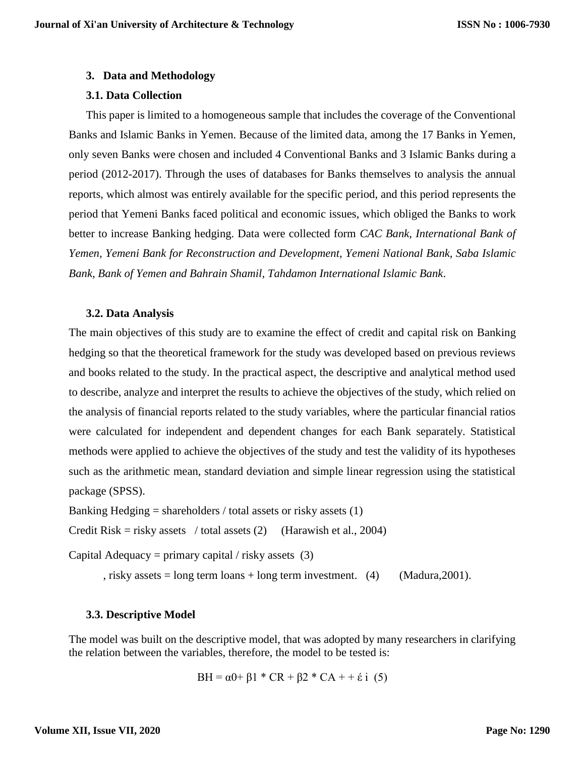## 3. Data and Methodology

### 3.1. Data Collection

This paper is limited to a homogeneous sample that includes the coverage of the Conventional Banks and Islamic Banks in Yemen. Because of the limited data, among the 17 Banks in Yemen, only seven Banks were chosen and included 4 Conventional Banks and 3 Islamic Banks during a period (2012-2017). Through the uses of databases for Banks themselves to analysis the annual reports, which almost was entirely available for the specific period, and this period represents the period that Yemeni Banks faced political and economic issues, which obliged the Banks to work better to increase Banking hedging. Data were collected form *CAC Bank, International Bank of Yemen, Yemeni Bank for Reconstruction and Development, Yemeni National Bank, Saba Islamic Bank, Bank of Yemen and Bahrain Shamil, Tahdamon International Islamic Bank*.

### 3.2. Data Analysis

The main objectives of this study are to examine the effect of credit and capital risk on Banking hedging so that the theoretical framework for the study was developed based on previous reviews and books related to the study. In the practical aspect, the descriptive and analytical method used to describe, analyze and interpret the results to achieve the objectives of the study, which relied on the analysis of financial reports related to the study variables, where the particular financial ratios were calculated for independent and dependent changes for each Bank separately. Statistical methods were applied to achieve the objectives of the study and test the validity of its hypotheses such as the arithmetic mean, standard deviation and simple linear regression using the statistical package (SPSS).

Banking Hedging = shareholders / total assets or risky assets (1)

Credit Risk = risky assets / total assets (2) (Harawish et al., 2004)

Capital Adequacy = primary capital / risky assets (3)

, risky assets = long term loans + long term investment. (4) (Madura,2001).

### 3.3. Descriptive Model

The model was built on the descriptive model, that was adopted by many researchers in clarifying the relation between the variables, therefore, the model to be tested is:

$$BH = \alpha 0 + \beta 1 * CR + \beta 2 * CA + + \acute{\varepsilon}\, i \quad (5)$$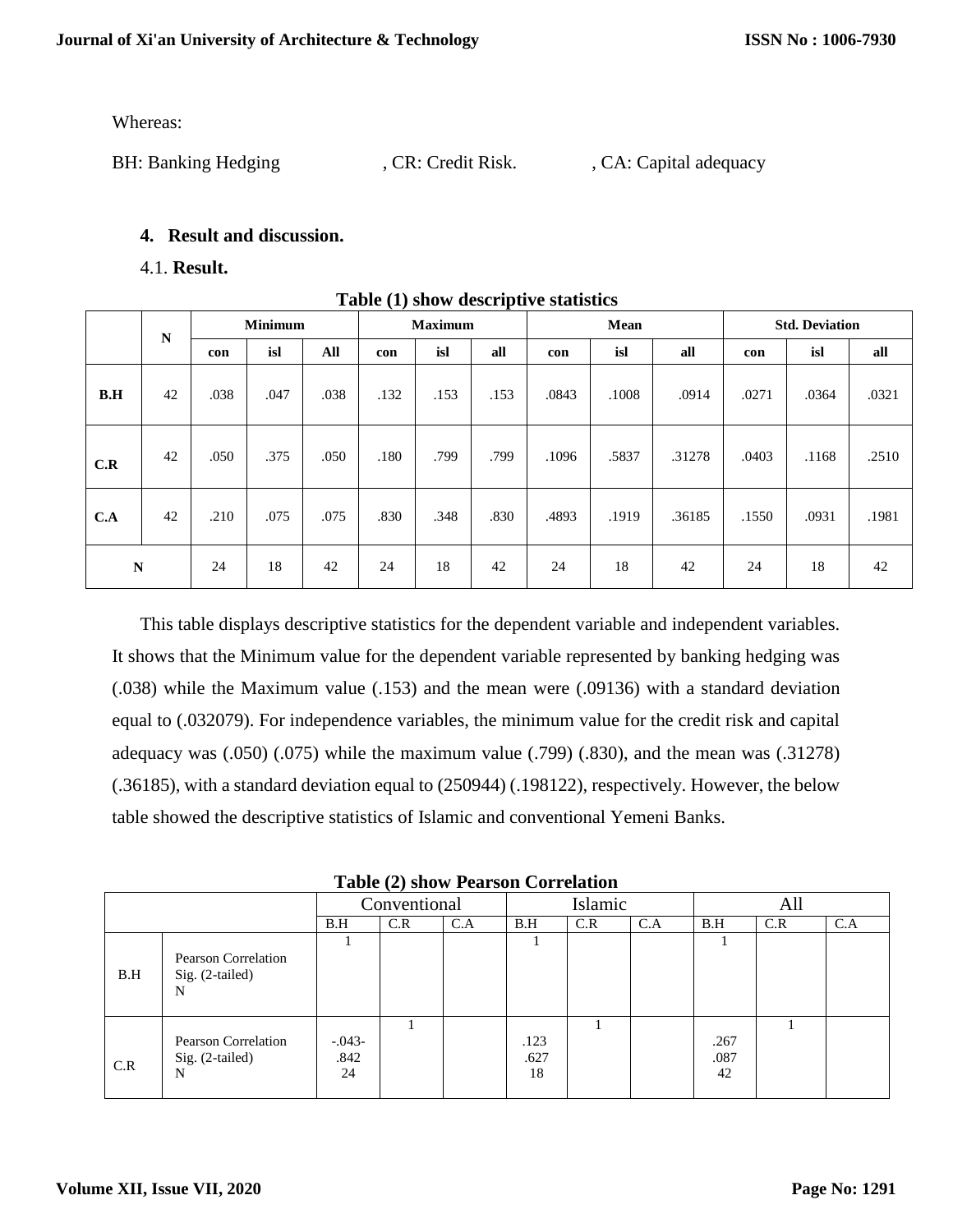Whereas:

BH: Banking Hedging , CR: Credit Risk. , CA: Capital adequacy

## 4. Result and discussion.

### 4.1. **Result.**

**Table (1) show descriptive statistics**

| | N | Minimum | | | Maximum | | | Mean | | | Std. Deviation | | |
|---|---|---|---|---|---|---|---|---|---|---|---|---|---|
| | | **con** | **isl** | **All** | **con** | **isl** | **all** | **con** | **isl** | **all** | **con** | **isl** | **all** |
| **B.H** | 42 | .038 | .047 | .038 | .132 | .153 | .153 | .0843 | .1008 | .0914 | .0271 | .0364 | .0321 |
| **C.R** | 42 | .050 | .375 | .050 | .180 | .799 | .799 | .1096 | .5837 | .31278 | .0403 | .1168 | .2510 |
| **C.A** | 42 | .210 | .075 | .075 | .830 | .348 | .830 | .4893 | .1919 | .36185 | .1550 | .0931 | .1981 |
| **N** | | 24 | 18 | 42 | 24 | 18 | 42 | 24 | 18 | 42 | 24 | 18 | 42 |

This table displays descriptive statistics for the dependent variable and independent variables. It shows that the Minimum value for the dependent variable represented by banking hedging was (.038) while the Maximum value (.153) and the mean were (.09136) with a standard deviation equal to (.032079). For independence variables, the minimum value for the credit risk and capital adequacy was (.050) (.075) while the maximum value (.799) (.830), and the mean was (.31278) (.36185), with a standard deviation equal to (250944) (.198122), respectively. However, the below table showed the descriptive statistics of Islamic and conventional Yemeni Banks.

**Table (2) show Pearson Correlation**

| | | Conventional | | | Islamic | | | All | | |
|---|---|---|---|---|---|---|---|---|---|---|
| | | B.H | C.R | C.A | B.H | C.R | C.A | B.H | C.R | C.A |
| B.H | Pearson Correlation<br>Sig. (2-tailed)<br>N | 1 | | | 1 | | | 1 | | |
| C.R | Pearson Correlation<br>Sig. (2-tailed)<br>N | -.043-<br>.842<br>24 | 1 | | .123<br>.627<br>18 | 1 | | .267<br>.087<br>42 | 1 | |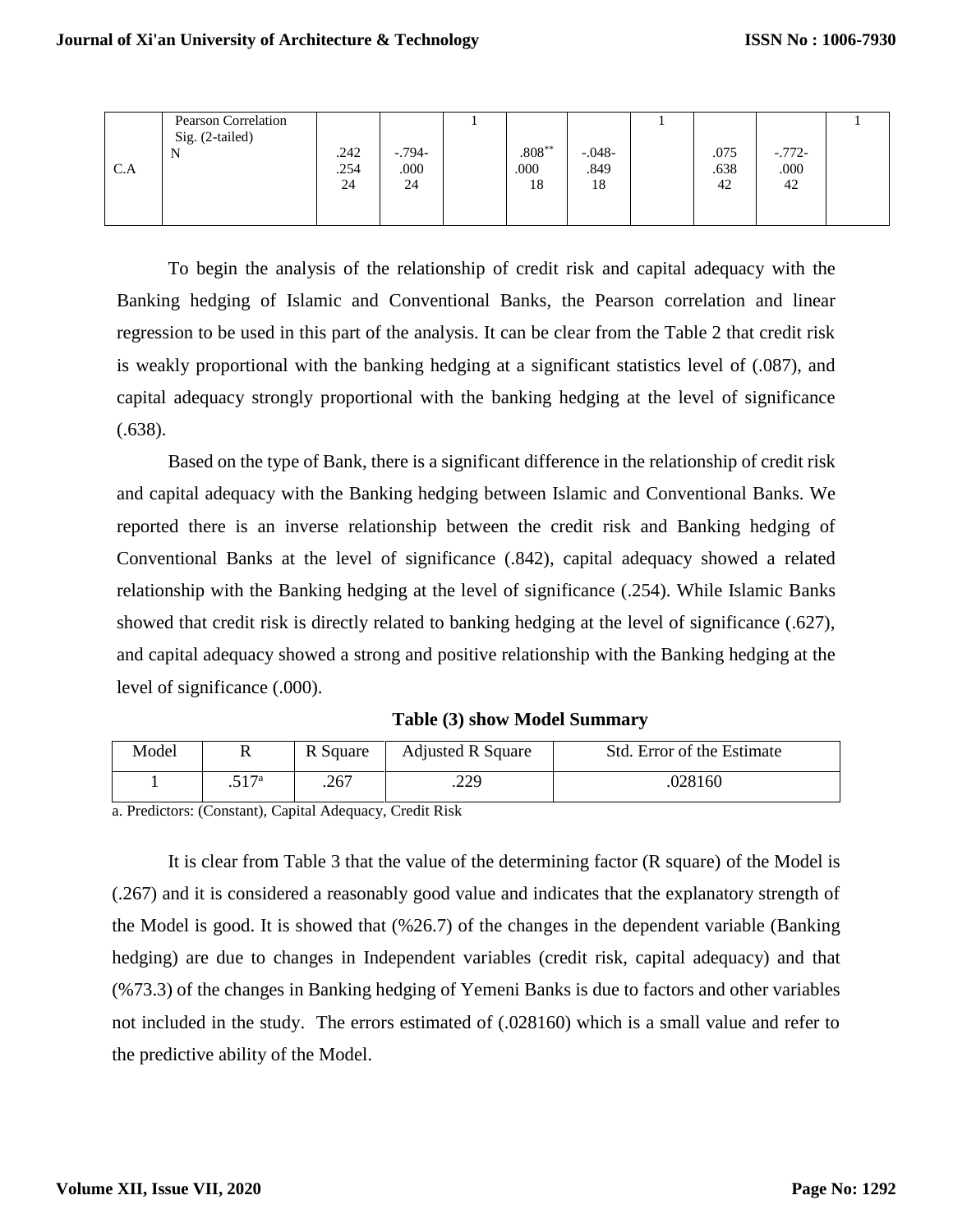| | | | | | | | | | | |
|---|---|---|---|---|---|---|---|---|---|---|
| C.A | Pearson Correlation<br>Sig. (2-tailed)<br>N | .242<br>.254<br>24 | -.794-<br>.000<br>24 | 1 | .808**<br>.000<br>18 | -.048-<br>.849<br>18 | 1 | .075<br>.638<br>42 | -.772-<br>.000<br>42 | 1 |

To begin the analysis of the relationship of credit risk and capital adequacy with the Banking hedging of Islamic and Conventional Banks, the Pearson correlation and linear regression to be used in this part of the analysis. It can be clear from the Table 2 that credit risk is weakly proportional with the banking hedging at a significant statistics level of (.087), and capital adequacy strongly proportional with the banking hedging at the level of significance (.638).

Based on the type of Bank, there is a significant difference in the relationship of credit risk and capital adequacy with the Banking hedging between Islamic and Conventional Banks. We reported there is an inverse relationship between the credit risk and Banking hedging of Conventional Banks at the level of significance (.842), capital adequacy showed a related relationship with the Banking hedging at the level of significance (.254). While Islamic Banks showed that credit risk is directly related to banking hedging at the level of significance (.627), and capital adequacy showed a strong and positive relationship with the Banking hedging at the level of significance (.000).

**Table (3) show Model Summary**

| Model | R | R Square | Adjusted R Square | Std. Error of the Estimate |
|---|---|---|---|---|
| 1 | .517[a] | .267 | .229 | .028160 |

a. Predictors: (Constant), Capital Adequacy, Credit Risk

It is clear from Table 3 that the value of the determining factor (R square) of the Model is (.267) and it is considered a reasonably good value and indicates that the explanatory strength of the Model is good. It is showed that (%26.7) of the changes in the dependent variable (Banking hedging) are due to changes in Independent variables (credit risk, capital adequacy) and that (%73.3) of the changes in Banking hedging of Yemeni Banks is due to factors and other variables not included in the study. The errors estimated of (.028160) which is a small value and refer to the predictive ability of the Model.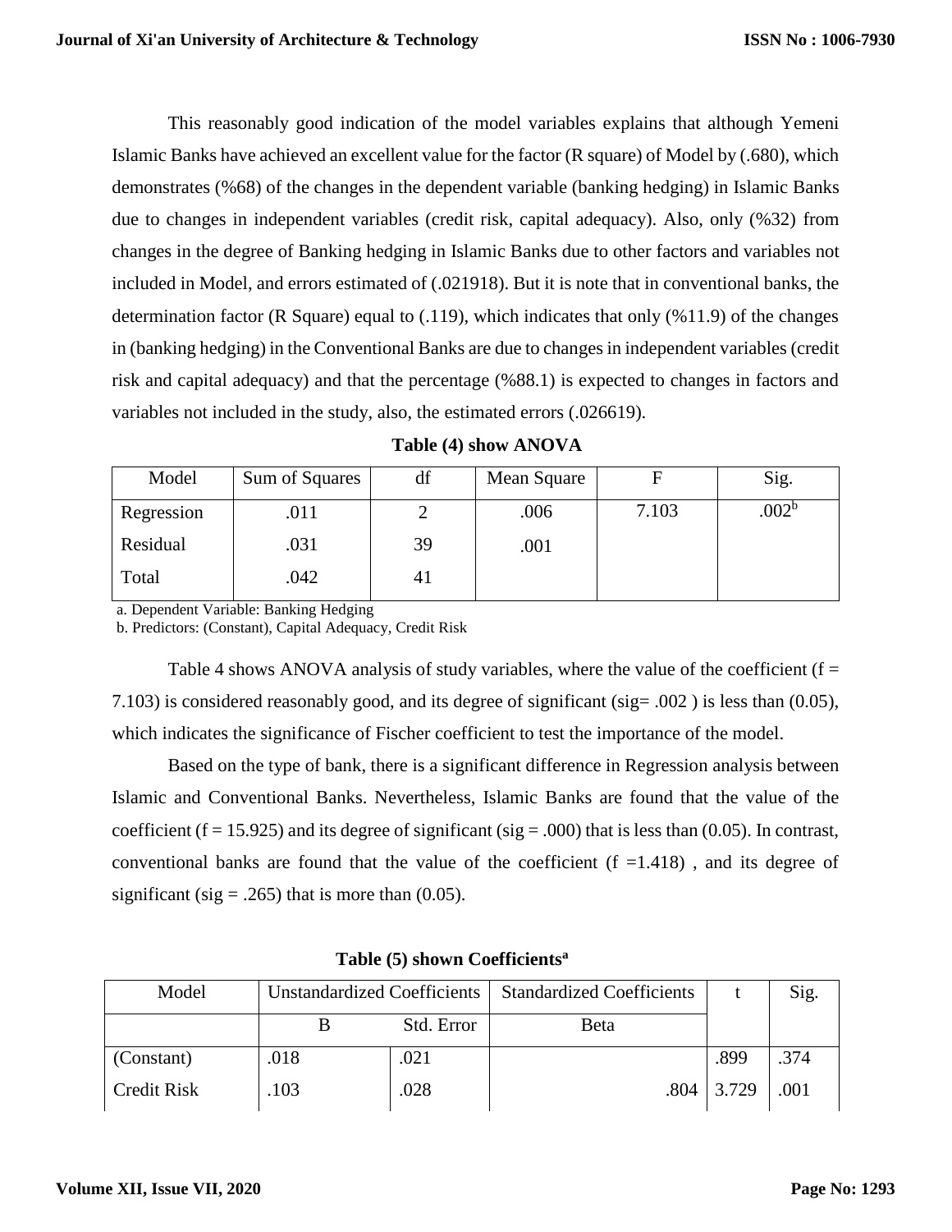This reasonably good indication of the model variables explains that although Yemeni Islamic Banks have achieved an excellent value for the factor (R square) of Model by (.680), which demonstrates (%68) of the changes in the dependent variable (banking hedging) in Islamic Banks due to changes in independent variables (credit risk, capital adequacy). Also, only (%32) from changes in the degree of Banking hedging in Islamic Banks due to other factors and variables not included in Model, and errors estimated of (.021918). But it is note that in conventional banks, the determination factor (R Square) equal to (.119), which indicates that only (%11.9) of the changes in (banking hedging) in the Conventional Banks are due to changes in independent variables (credit risk and capital adequacy) and that the percentage (%88.1) is expected to changes in factors and variables not included in the study, also, the estimated errors (.026619).

**Table (4) show ANOVA**

| Model | Sum of Squares | df | Mean Square | F | Sig. |
|---|---|---|---|---|---|
| Regression | .011 | 2 | .006 | 7.103 | .002[b] |
| Residual | .031 | 39 | .001 | | |
| Total | .042 | 41 | | | |

a. Dependent Variable: Banking Hedging

b. Predictors: (Constant), Capital Adequacy, Credit Risk

Table 4 shows ANOVA analysis of study variables, where the value of the coefficient (f = 7.103) is considered reasonably good, and its degree of significant (sig= .002 ) is less than (0.05), which indicates the significance of Fischer coefficient to test the importance of the model.

Based on the type of bank, there is a significant difference in Regression analysis between Islamic and Conventional Banks. Nevertheless, Islamic Banks are found that the value of the coefficient (f = 15.925) and its degree of significant (sig = .000) that is less than (0.05). In contrast, conventional banks are found that the value of the coefficient (f =1.418) , and its degree of significant (sig = .265) that is more than (0.05).

**Table (5) shown Coefficients[a]**

| Model | Unstandardized Coefficients | | Standardized Coefficients | t | Sig. |
|---|---|---|---|---|---|
| | B | Std. Error | Beta | | |
| (Constant) | .018 | .021 | | .899 | .374 |
| Credit Risk | .103 | .028 | .804 | 3.729 | .001 |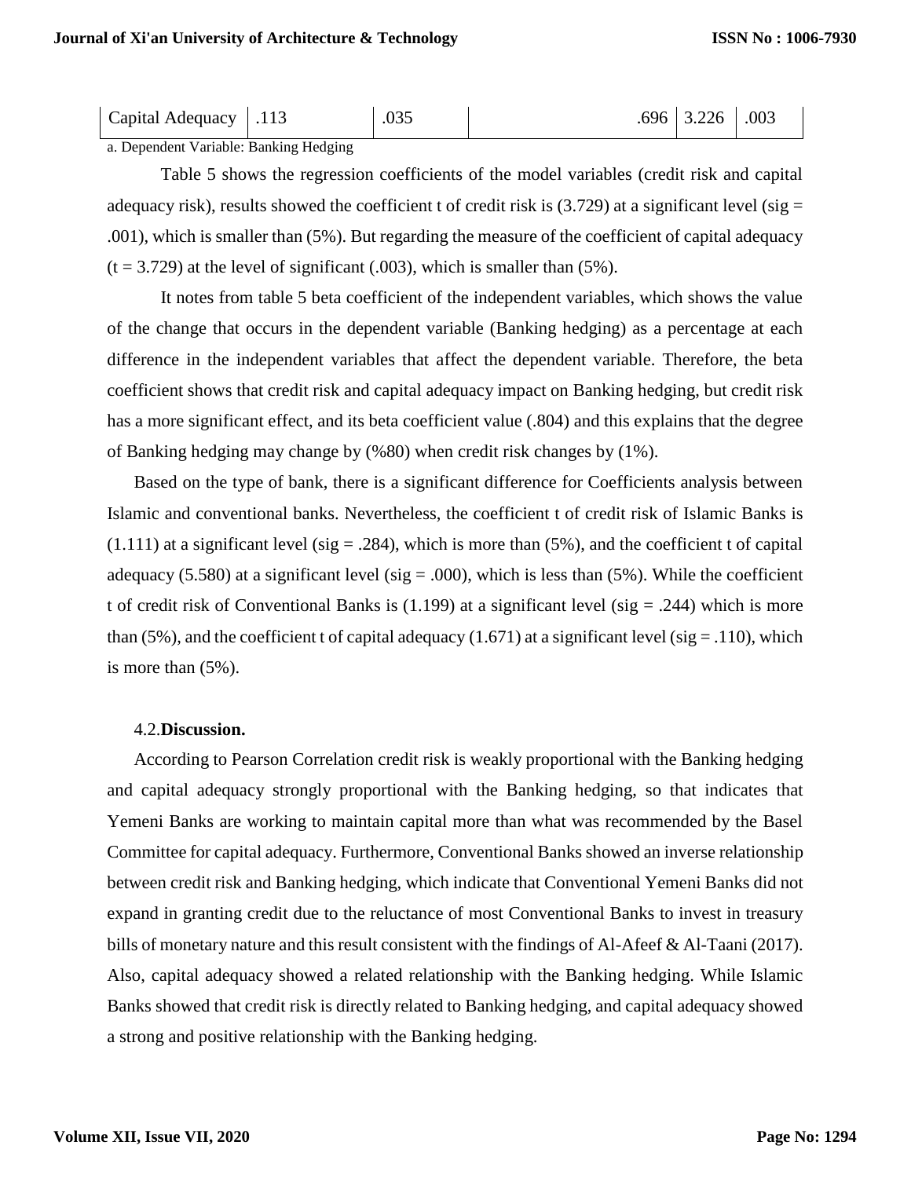| | | | | | |
|---|---|---|---|---|---|
| Capital Adequacy | .113 | .035 | .696 | 3.226 | .003 |

a. Dependent Variable: Banking Hedging

Table 5 shows the regression coefficients of the model variables (credit risk and capital adequacy risk), results showed the coefficient t of credit risk is (3.729) at a significant level (sig = .001), which is smaller than (5%). But regarding the measure of the coefficient of capital adequacy (t = 3.729) at the level of significant (.003), which is smaller than (5%).

It notes from table 5 beta coefficient of the independent variables, which shows the value of the change that occurs in the dependent variable (Banking hedging) as a percentage at each difference in the independent variables that affect the dependent variable. Therefore, the beta coefficient shows that credit risk and capital adequacy impact on Banking hedging, but credit risk has a more significant effect, and its beta coefficient value (.804) and this explains that the degree of Banking hedging may change by (%80) when credit risk changes by (1%).

Based on the type of bank, there is a significant difference for Coefficients analysis between Islamic and conventional banks. Nevertheless, the coefficient t of credit risk of Islamic Banks is (1.111) at a significant level (sig = .284), which is more than (5%), and the coefficient t of capital adequacy (5.580) at a significant level (sig = .000), which is less than (5%). While the coefficient t of credit risk of Conventional Banks is (1.199) at a significant level (sig = .244) which is more than (5%), and the coefficient t of capital adequacy (1.671) at a significant level (sig = .110), which is more than (5%).

### 4.2. **Discussion.**

According to Pearson Correlation credit risk is weakly proportional with the Banking hedging and capital adequacy strongly proportional with the Banking hedging, so that indicates that Yemeni Banks are working to maintain capital more than what was recommended by the Basel Committee for capital adequacy. Furthermore, Conventional Banks showed an inverse relationship between credit risk and Banking hedging, which indicate that Conventional Yemeni Banks did not expand in granting credit due to the reluctance of most Conventional Banks to invest in treasury bills of monetary nature and this result consistent with the findings of Al-Afeef & Al-Taani (2017). Also, capital adequacy showed a related relationship with the Banking hedging. While Islamic Banks showed that credit risk is directly related to Banking hedging, and capital adequacy showed a strong and positive relationship with the Banking hedging.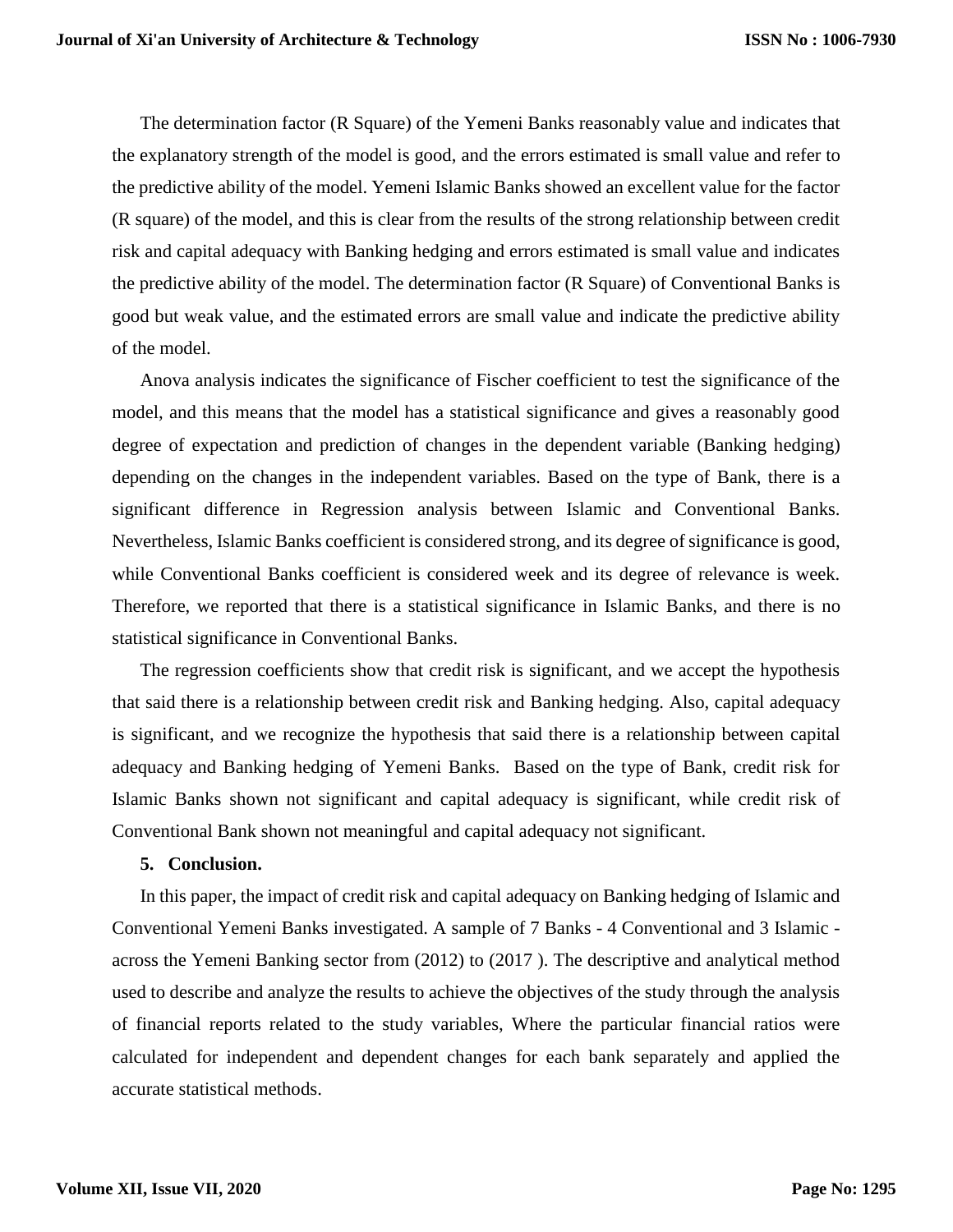The determination factor (R Square) of the Yemeni Banks reasonably value and indicates that the explanatory strength of the model is good, and the errors estimated is small value and refer to the predictive ability of the model. Yemeni Islamic Banks showed an excellent value for the factor (R square) of the model, and this is clear from the results of the strong relationship between credit risk and capital adequacy with Banking hedging and errors estimated is small value and indicates the predictive ability of the model. The determination factor (R Square) of Conventional Banks is good but weak value, and the estimated errors are small value and indicate the predictive ability of the model.

Anova analysis indicates the significance of Fischer coefficient to test the significance of the model, and this means that the model has a statistical significance and gives a reasonably good degree of expectation and prediction of changes in the dependent variable (Banking hedging) depending on the changes in the independent variables. Based on the type of Bank, there is a significant difference in Regression analysis between Islamic and Conventional Banks. Nevertheless, Islamic Banks coefficient is considered strong, and its degree of significance is good, while Conventional Banks coefficient is considered week and its degree of relevance is week. Therefore, we reported that there is a statistical significance in Islamic Banks, and there is no statistical significance in Conventional Banks.

The regression coefficients show that credit risk is significant, and we accept the hypothesis that said there is a relationship between credit risk and Banking hedging. Also, capital adequacy is significant, and we recognize the hypothesis that said there is a relationship between capital adequacy and Banking hedging of Yemeni Banks. Based on the type of Bank, credit risk for Islamic Banks shown not significant and capital adequacy is significant, while credit risk of Conventional Bank shown not meaningful and capital adequacy not significant.

## 5. Conclusion.

In this paper, the impact of credit risk and capital adequacy on Banking hedging of Islamic and Conventional Yemeni Banks investigated. A sample of 7 Banks - 4 Conventional and 3 Islamic - across the Yemeni Banking sector from (2012) to (2017 ). The descriptive and analytical method used to describe and analyze the results to achieve the objectives of the study through the analysis of financial reports related to the study variables, Where the particular financial ratios were calculated for independent and dependent changes for each bank separately and applied the accurate statistical methods.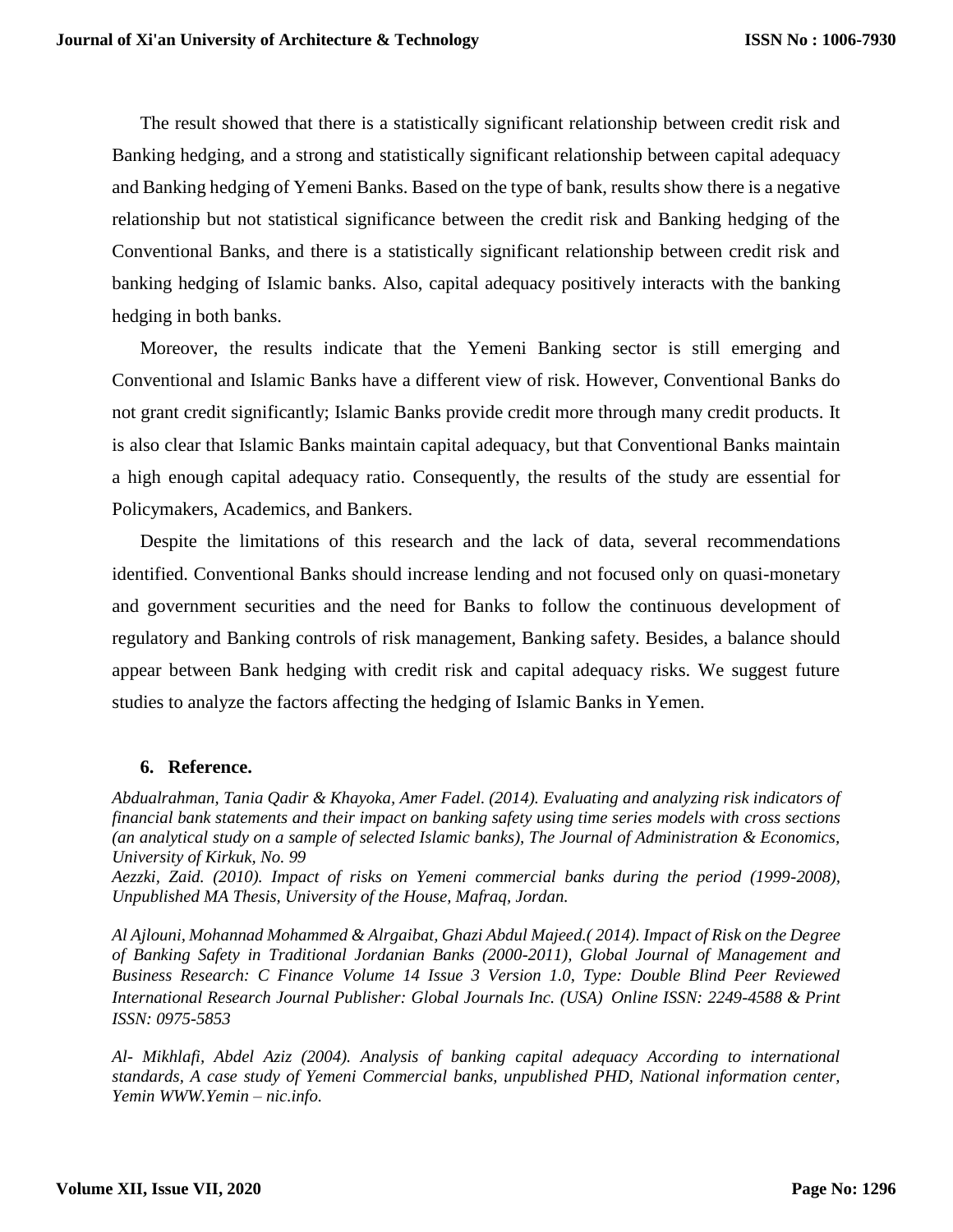The result showed that there is a statistically significant relationship between credit risk and Banking hedging, and a strong and statistically significant relationship between capital adequacy and Banking hedging of Yemeni Banks. Based on the type of bank, results show there is a negative relationship but not statistical significance between the credit risk and Banking hedging of the Conventional Banks, and there is a statistically significant relationship between credit risk and banking hedging of Islamic banks. Also, capital adequacy positively interacts with the banking hedging in both banks.

Moreover, the results indicate that the Yemeni Banking sector is still emerging and Conventional and Islamic Banks have a different view of risk. However, Conventional Banks do not grant credit significantly; Islamic Banks provide credit more through many credit products. It is also clear that Islamic Banks maintain capital adequacy, but that Conventional Banks maintain a high enough capital adequacy ratio. Consequently, the results of the study are essential for Policymakers, Academics, and Bankers.

Despite the limitations of this research and the lack of data, several recommendations identified. Conventional Banks should increase lending and not focused only on quasi-monetary and government securities and the need for Banks to follow the continuous development of regulatory and Banking controls of risk management, Banking safety. Besides, a balance should appear between Bank hedging with credit risk and capital adequacy risks. We suggest future studies to analyze the factors affecting the hedging of Islamic Banks in Yemen.

## 6. Reference.

*Abdualrahman, Tania Qadir & Khayoka, Amer Fadel. (2014). Evaluating and analyzing risk indicators of financial bank statements and their impact on banking safety using time series models with cross sections (an analytical study on a sample of selected Islamic banks), The Journal of Administration & Economics, University of Kirkuk, No. 99*

*Aezzki, Zaid. (2010). Impact of risks on Yemeni commercial banks during the period (1999-2008), Unpublished MA Thesis, University of the House, Mafraq, Jordan.*

*Al Ajlouni, Mohannad Mohammed & Alrgaibat, Ghazi Abdul Majeed.( 2014). Impact of Risk on the Degree of Banking Safety in Traditional Jordanian Banks (2000-2011), Global Journal of Management and Business Research: C Finance Volume 14 Issue 3 Version 1.0, Type: Double Blind Peer Reviewed International Research Journal Publisher: Global Journals Inc. (USA) Online ISSN: 2249-4588 & Print ISSN: 0975-5853*

*Al- Mikhlafi, Abdel Aziz (2004). Analysis of banking capital adequacy According to international standards, A case study of Yemeni Commercial banks, unpublished PHD, National information center, Yemin WWW.Yemin – nic.info.*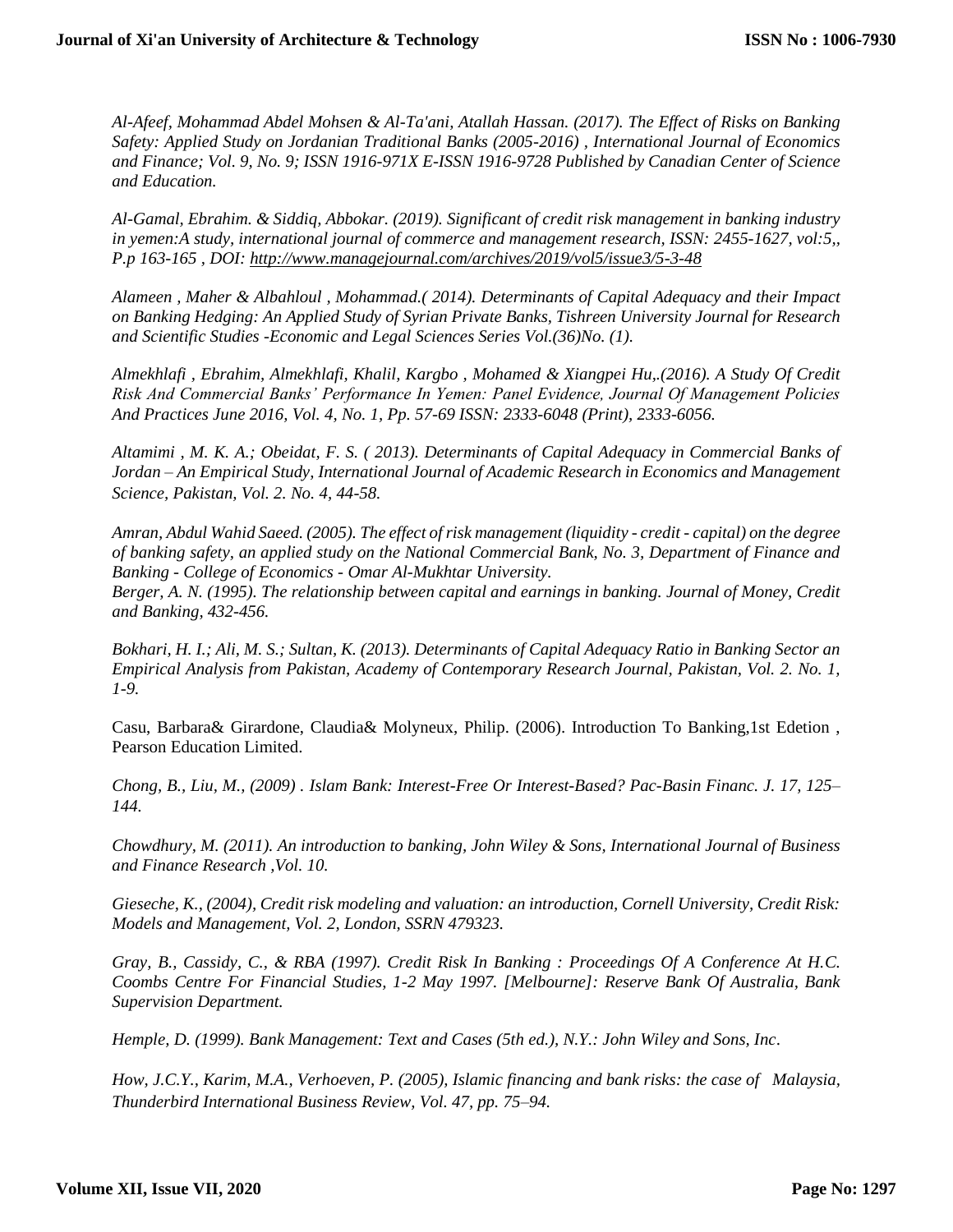*Al-Afeef, Mohammad Abdel Mohsen & Al-Ta'ani, Atallah Hassan. (2017). The Effect of Risks on Banking Safety: Applied Study on Jordanian Traditional Banks (2005-2016) , International Journal of Economics and Finance; Vol. 9, No. 9; ISSN 1916-971X E-ISSN 1916-9728 Published by Canadian Center of Science and Education.*

*Al-Gamal, Ebrahim. & Siddiq, Abbokar. (2019). Significant of credit risk management in banking industry in yemen:A study, international journal of commerce and management research, ISSN: 2455-1627, vol:5,, P.p 163-165 , DOI: http://www.managejournal.com/archives/2019/vol5/issue3/5-3-48*

*Alameen , Maher & Albahloul , Mohammad.( 2014). Determinants of Capital Adequacy and their Impact on Banking Hedging: An Applied Study of Syrian Private Banks, Tishreen University Journal for Research and Scientific Studies -Economic and Legal Sciences Series Vol.(36)No. (1).*

*Almekhlafi , Ebrahim, Almekhlafi, Khalil, Kargbo , Mohamed & Xiangpei Hu,.(2016). A Study Of Credit Risk And Commercial Banks' Performance In Yemen: Panel Evidence, Journal Of Management Policies And Practices June 2016, Vol. 4, No. 1, Pp. 57-69 ISSN: 2333-6048 (Print), 2333-6056.*

*Altamimi , M. K. A.; Obeidat, F. S. ( 2013). Determinants of Capital Adequacy in Commercial Banks of Jordan – An Empirical Study, International Journal of Academic Research in Economics and Management Science, Pakistan, Vol. 2. No. 4, 44-58.*

*Amran, Abdul Wahid Saeed. (2005). The effect of risk management (liquidity - credit - capital) on the degree of banking safety, an applied study on the National Commercial Bank, No. 3, Department of Finance and Banking - College of Economics - Omar Al-Mukhtar University.*
*Berger, A. N. (1995). The relationship between capital and earnings in banking. Journal of Money, Credit and Banking, 432-456.*

*Bokhari, H. I.; Ali, M. S.; Sultan, K. (2013). Determinants of Capital Adequacy Ratio in Banking Sector an Empirical Analysis from Pakistan, Academy of Contemporary Research Journal, Pakistan, Vol. 2. No. 1, 1-9.*

Casu, Barbara& Girardone, Claudia& Molyneux, Philip. (2006). Introduction To Banking,1st Edetion , Pearson Education Limited.

*Chong, B., Liu, M., (2009) . Islam Bank: Interest-Free Or Interest-Based? Pac-Basin Financ. J. 17, 125–144.*

*Chowdhury, M. (2011). An introduction to banking, John Wiley & Sons, International Journal of Business and Finance Research ,Vol. 10.*

*Gieseche, K., (2004), Credit risk modeling and valuation: an introduction, Cornell University, Credit Risk: Models and Management, Vol. 2, London, SSRN 479323.*

*Gray, B., Cassidy, C., & RBA (1997). Credit Risk In Banking : Proceedings Of A Conference At H.C. Coombs Centre For Financial Studies, 1-2 May 1997. [Melbourne]: Reserve Bank Of Australia, Bank Supervision Department.*

*Hemple, D. (1999). Bank Management: Text and Cases (5th ed.), N.Y.: John Wiley and Sons, Inc.*

*How, J.C.Y., Karim, M.A., Verhoeven, P. (2005), Islamic financing and bank risks: the case of Malaysia, Thunderbird International Business Review, Vol. 47, pp. 75–94.*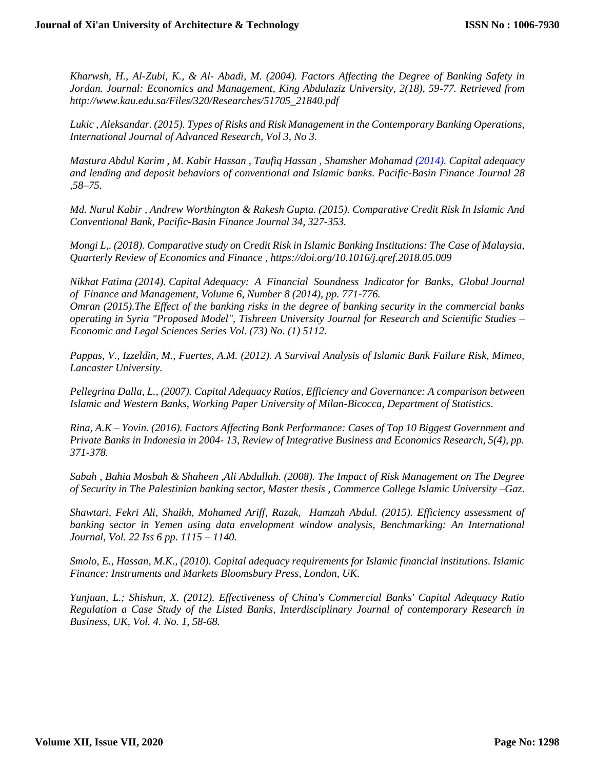*Kharwsh, H., Al-Zubi, K., & Al- Abadi, M. (2004). Factors Affecting the Degree of Banking Safety in Jordan. Journal: Economics and Management, King Abdulaziz University, 2(18), 59-77. Retrieved from http://www.kau.edu.sa/Files/320/Researches/51705_21840.pdf*

*Lukic , Aleksandar. (2015). Types of Risks and Risk Management in the Contemporary Banking Operations, International Journal of Advanced Research, Vol 3, No 3.*

*Mastura Abdul Karim , M. Kabir Hassan , Taufiq Hassan , Shamsher Mohamad (2014). Capital adequacy and lending and deposit behaviors of conventional and Islamic banks. Pacific-Basin Finance Journal 28 ,58–75.*

*Md. Nurul Kabir , Andrew Worthington & Rakesh Gupta. (2015). Comparative Credit Risk In Islamic And Conventional Bank, Pacific-Basin Finance Journal 34, 327-353.*

*Mongi L,. (2018). Comparative study on Credit Risk in Islamic Banking Institutions: The Case of Malaysia, Quarterly Review of Economics and Finance , https://doi.org/10.1016/j.qref.2018.05.009*

*Nikhat Fatima (2014). Capital Adequacy: A Financial Soundness Indicator for Banks, Global Journal of Finance and Management, Volume 6, Number 8 (2014), pp. 771-776.*
*Omran (2015).The Effect of the banking risks in the degree of banking security in the commercial banks operating in Syria "Proposed Model", Tishreen University Journal for Research and Scientific Studies – Economic and Legal Sciences Series Vol. (73) No. (1) 5112.*

*Pappas, V., Izzeldin, M., Fuertes, A.M. (2012). A Survival Analysis of Islamic Bank Failure Risk, Mimeo, Lancaster University.*

*Pellegrina Dalla, L., (2007). Capital Adequacy Ratios, Efficiency and Governance: A comparison between Islamic and Western Banks, Working Paper University of Milan-Bicocca, Department of Statistics.*

*Rina, A.K – Yovin. (2016). Factors Affecting Bank Performance: Cases of Top 10 Biggest Government and Private Banks in Indonesia in 2004- 13, Review of Integrative Business and Economics Research, 5(4), pp. 371-378.*

*Sabah , Bahia Mosbah & Shaheen ,Ali Abdullah. (2008). The Impact of Risk Management on The Degree of Security in The Palestinian banking sector, Master thesis , Commerce College Islamic University –Gaz.*

*Shawtari, Fekri Ali, Shaikh, Mohamed Ariff, Razak, Hamzah Abdul. (2015). Efficiency assessment of banking sector in Yemen using data envelopment window analysis, Benchmarking: An International Journal, Vol. 22 Iss 6 pp. 1115 – 1140.*

*Smolo, E., Hassan, M.K., (2010). Capital adequacy requirements for Islamic financial institutions. Islamic Finance: Instruments and Markets Bloomsbury Press, London, UK.*

*Yunjuan, L.; Shishun, X. (2012). Effectiveness of China's Commercial Banks' Capital Adequacy Ratio Regulation a Case Study of the Listed Banks, Interdisciplinary Journal of contemporary Research in Business, UK, Vol. 4. No. 1, 58-68.*